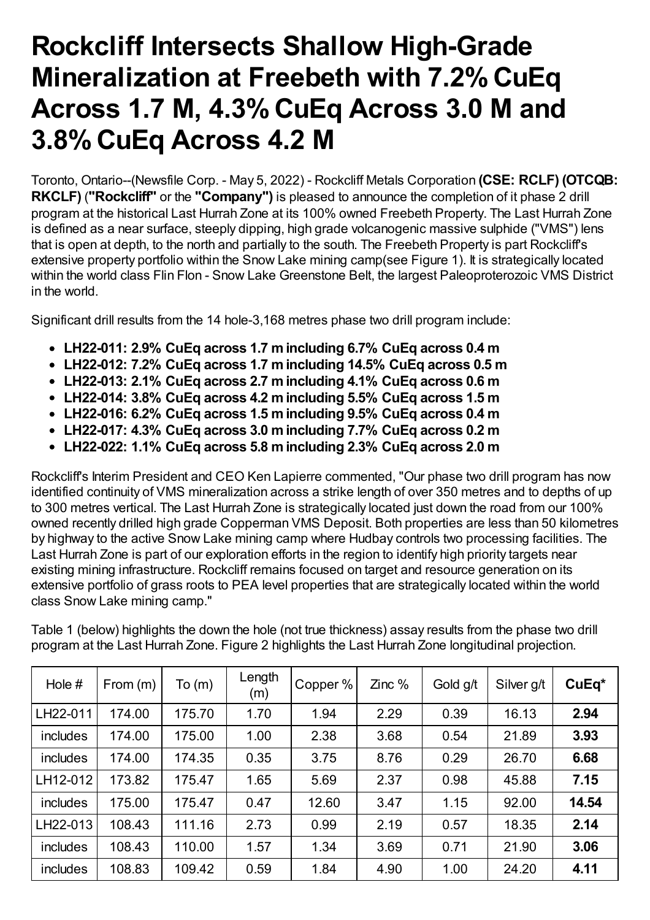# Rockcliff Intersects Shallow High-Grade Mineralization at Freebeth with 7.2% CuEq Across 1.7 M, 4.3% CuEq Across 3.0 M and 3.8% CuEq Across 4.2 M

Toronto, Ontario--(Newsfile Corp. - May 5, 2022) - Rockcliff Metals Corporation **(CSE: RCLF) (OTCQB: RKCLF)** (**"Rockcliff"** or the **"Company")** is pleased to announce the completion of it phase 2 drill program at the historical Last Hurrah Zone at its 100% owned Freebeth Property. The Last Hurrah Zone is defined as a near surface, steeply dipping, high grade volcanogenic massive sulphide ("VMS") lens that is open at depth, to the north and partially to the south. The Freebeth Property is part Rockcliff's extensive property portfolio within the Snow Lake mining camp(see Figure 1). It is strategically located within the world class Flin Flon - Snow Lake Greenstone Belt, the largest Paleoproterozoic VMS District in the world.

Significant drill results from the 14 hole-3,168 metres phase two drill program include:

- **LH22-011: 2.9% CuEq across 1.7 m including 6.7% CuEq across 0.4 m**
- **LH22-012: 7.2% CuEq across 1.7 m including 14.5% CuEq across 0.5 m**
- **LH22-013: 2.1% CuEq across 2.7 m including 4.1% CuEq across 0.6 m**
- **LH22-014: 3.8% CuEq across 4.2 m including 5.5% CuEq across 1.5 m**
- **LH22-016: 6.2% CuEq across 1.5 m including 9.5% CuEq across 0.4 m**
- **LH22-017: 4.3% CuEq across 3.0 m including 7.7% CuEq across 0.2 m**
- **LH22-022: 1.1% CuEq across 5.8 m including 2.3% CuEq across 2.0 m**

Rockcliff's Interim President and CEO Ken Lapierre commented, "Our phase two drill program has now identified continuity of VMS mineralization across a strike length of over 350 metres and to depths of up to 300 metres vertical. The Last Hurrah Zone is strategically located just down the road from our 100% owned recently drilled high grade Copperman VMS Deposit. Both properties are less than 50 kilometres by highway to the active Snow Lake mining camp where Hudbay controls two processing facilities. The Last Hurrah Zone is part of our exploration efforts in the region to identify high priority targets near existing mining infrastructure. Rockcliff remains focused on target and resource generation on its extensive portfolio of grass roots to PEA level properties that are strategically located within the world class Snow Lake mining camp."

Table 1 (below) highlights the down the hole (not true thickness) assay results from the phase two drill program at the Last Hurrah Zone. Figure 2 highlights the Last Hurrah Zone longitudinal projection.

| Hole # | From (m) | To (m) | Length (m) | Copper % | Zinc % | Gold g/t | Silver g/t | **CuEq*** |
|---|---|---|---|---|---|---|---|---|
| LH22-011 | 174.00 | 175.70 | 1.70 | 1.94 | 2.29 | 0.39 | 16.13 | **2.94** |
| includes | 174.00 | 175.00 | 1.00 | 2.38 | 3.68 | 0.54 | 21.89 | **3.93** |
| includes | 174.00 | 174.35 | 0.35 | 3.75 | 8.76 | 0.29 | 26.70 | **6.68** |
| LH12-012 | 173.82 | 175.47 | 1.65 | 5.69 | 2.37 | 0.98 | 45.88 | **7.15** |
| includes | 175.00 | 175.47 | 0.47 | 12.60 | 3.47 | 1.15 | 92.00 | **14.54** |
| LH22-013 | 108.43 | 111.16 | 2.73 | 0.99 | 2.19 | 0.57 | 18.35 | **2.14** |
| includes | 108.43 | 110.00 | 1.57 | 1.34 | 3.69 | 0.71 | 21.90 | **3.06** |
| includes | 108.83 | 109.42 | 0.59 | 1.84 | 4.90 | 1.00 | 24.20 | **4.11** |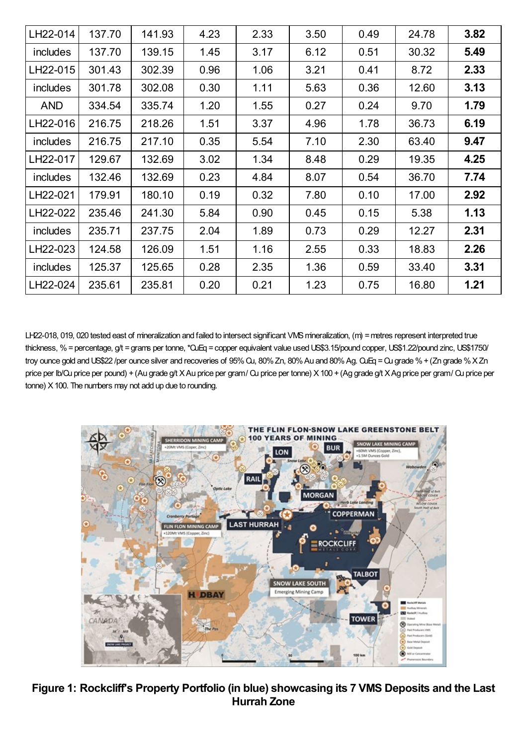| LH22-014 | 137.70 | 141.93 | 4.23 | 2.33 | 3.50 | 0.49 | 24.78 | **3.82** |
|---|---|---|---|---|---|---|---|---|
| includes | 137.70 | 139.15 | 1.45 | 3.17 | 6.12 | 0.51 | 30.32 | **5.49** |
| LH22-015 | 301.43 | 302.39 | 0.96 | 1.06 | 3.21 | 0.41 | 8.72 | **2.33** |
| includes | 301.78 | 302.08 | 0.30 | 1.11 | 5.63 | 0.36 | 12.60 | **3.13** |
| AND | 334.54 | 335.74 | 1.20 | 1.55 | 0.27 | 0.24 | 9.70 | **1.79** |
| LH22-016 | 216.75 | 218.26 | 1.51 | 3.37 | 4.96 | 1.78 | 36.73 | **6.19** |
| includes | 216.75 | 217.10 | 0.35 | 5.54 | 7.10 | 2.30 | 63.40 | **9.47** |
| LH22-017 | 129.67 | 132.69 | 3.02 | 1.34 | 8.48 | 0.29 | 19.35 | **4.25** |
| includes | 132.46 | 132.69 | 0.23 | 4.84 | 8.07 | 0.54 | 36.70 | **7.74** |
| LH22-021 | 179.91 | 180.10 | 0.19 | 0.32 | 7.80 | 0.10 | 17.00 | **2.92** |
| LH22-022 | 235.46 | 241.30 | 5.84 | 0.90 | 0.45 | 0.15 | 5.38 | **1.13** |
| includes | 235.71 | 237.75 | 2.04 | 1.89 | 0.73 | 0.29 | 12.27 | **2.31** |
| LH22-023 | 124.58 | 126.09 | 1.51 | 1.16 | 2.55 | 0.33 | 18.83 | **2.26** |
| includes | 125.37 | 125.65 | 0.28 | 2.35 | 1.36 | 0.59 | 33.40 | **3.31** |
| LH22-024 | 235.61 | 235.81 | 0.20 | 0.21 | 1.23 | 0.75 | 16.80 | **1.21** |

LH22-018, 019, 020 tested east of mineralization and failed to intersect significant VMS mineralization, (m) = metres represent interpreted true thickness, % = percentage, g/t = grams per tonne, *CuEq = copper equivalent value used US$3.15/pound copper, US$1.22/pound zinc, US$1750/ troy ounce gold and US$22 /per ounce silver and recoveries of 95% Cu, 80% Zn, 80% Au and 80% Ag. CuEq = Cu grade % + (Zn grade % X Zn price per lb/Cu price per pound) + (Au grade g/t X Au price per gram / Cu price per tonne) X 100 + (Ag grade g/t X Ag price per gram / Cu price per tonne) X 100. The numbers may not add up due to rounding.

**Figure 1: Rockcliff's Property Portfolio (in blue) showcasing its 7 VMS Deposits and the Last Hurrah Zone**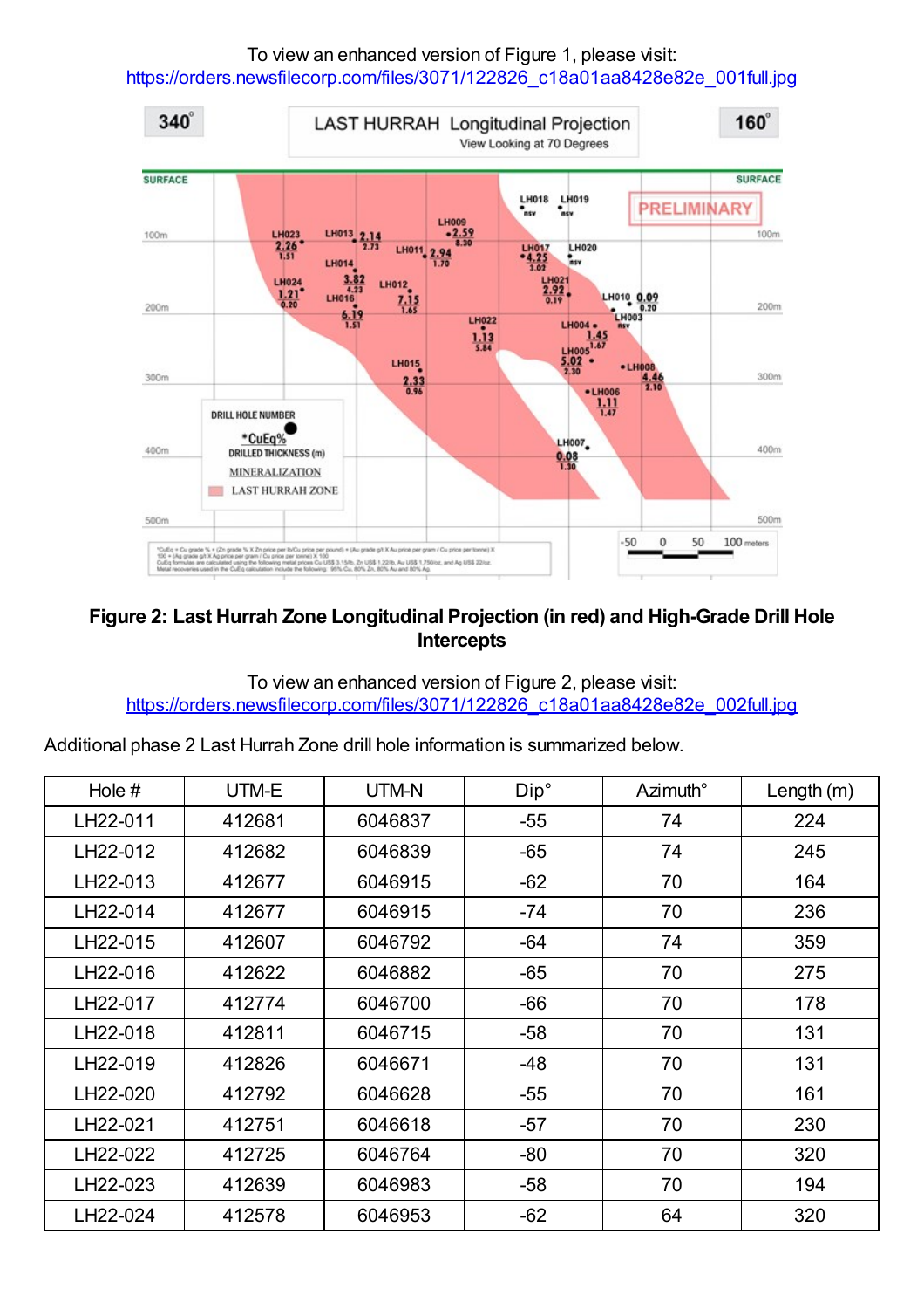To view an enhanced version of Figure 1, please visit:
https://orders.newsfilecorp.com/files/3071/122826_c18a01aa8428e82e_001full.jpg

**Figure 2: Last Hurrah Zone Longitudinal Projection (in red) and High-Grade Drill Hole Intercepts**

To view an enhanced version of Figure 2, please visit:
https://orders.newsfilecorp.com/files/3071/122826_c18a01aa8428e82e_002full.jpg

Additional phase 2 Last Hurrah Zone drill hole information is summarized below.

| Hole # | UTM-E | UTM-N | Dip° | Azimuth° | Length (m) |
|---|---|---|---|---|---|
| LH22-011 | 412681 | 6046837 | -55 | 74 | 224 |
| LH22-012 | 412682 | 6046839 | -65 | 74 | 245 |
| LH22-013 | 412677 | 6046915 | -62 | 70 | 164 |
| LH22-014 | 412677 | 6046915 | -74 | 70 | 236 |
| LH22-015 | 412607 | 6046792 | -64 | 74 | 359 |
| LH22-016 | 412622 | 6046882 | -65 | 70 | 275 |
| LH22-017 | 412774 | 6046700 | -66 | 70 | 178 |
| LH22-018 | 412811 | 6046715 | -58 | 70 | 131 |
| LH22-019 | 412826 | 6046671 | -48 | 70 | 131 |
| LH22-020 | 412792 | 6046628 | -55 | 70 | 161 |
| LH22-021 | 412751 | 6046618 | -57 | 70 | 230 |
| LH22-022 | 412725 | 6046764 | -80 | 70 | 320 |
| LH22-023 | 412639 | 6046983 | -58 | 70 | 194 |
| LH22-024 | 412578 | 6046953 | -62 | 64 | 320 |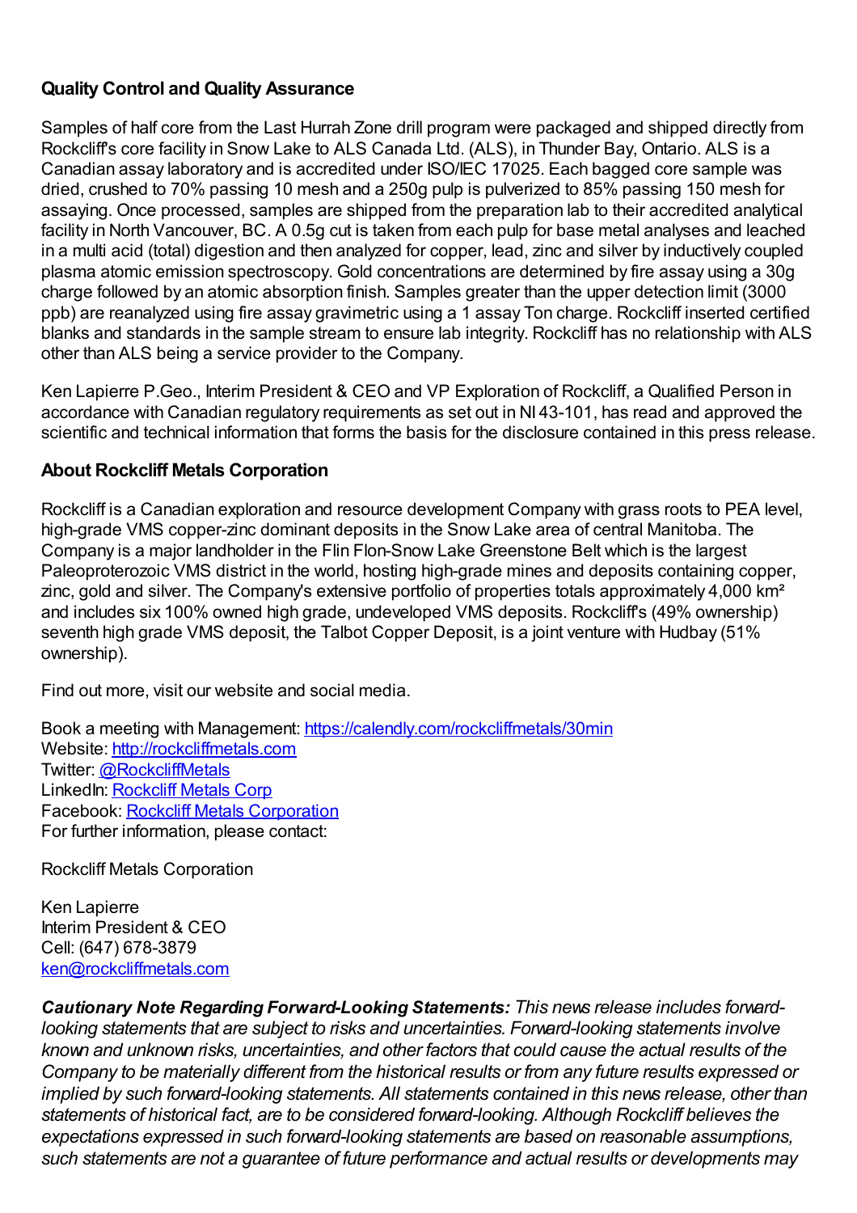## Quality Control and Quality Assurance

Samples of half core from the Last Hurrah Zone drill program were packaged and shipped directly from Rockcliff's core facility in Snow Lake to ALS Canada Ltd. (ALS), in Thunder Bay, Ontario. ALS is a Canadian assay laboratory and is accredited under ISO/IEC 17025. Each bagged core sample was dried, crushed to 70% passing 10 mesh and a 250g pulp is pulverized to 85% passing 150 mesh for assaying. Once processed, samples are shipped from the preparation lab to their accredited analytical facility in North Vancouver, BC. A 0.5g cut is taken from each pulp for base metal analyses and leached in a multi acid (total) digestion and then analyzed for copper, lead, zinc and silver by inductively coupled plasma atomic emission spectroscopy. Gold concentrations are determined by fire assay using a 30g charge followed by an atomic absorption finish. Samples greater than the upper detection limit (3000 ppb) are reanalyzed using fire assay gravimetric using a 1 assay Ton charge. Rockcliff inserted certified blanks and standards in the sample stream to ensure lab integrity. Rockcliff has no relationship with ALS other than ALS being a service provider to the Company.

Ken Lapierre P.Geo., Interim President & CEO and VP Exploration of Rockcliff, a Qualified Person in accordance with Canadian regulatory requirements as set out in NI 43-101, has read and approved the scientific and technical information that forms the basis for the disclosure contained in this press release.

## About Rockcliff Metals Corporation

Rockcliff is a Canadian exploration and resource development Company with grass roots to PEA level, high-grade VMS copper-zinc dominant deposits in the Snow Lake area of central Manitoba. The Company is a major landholder in the Flin Flon-Snow Lake Greenstone Belt which is the largest Paleoproterozoic VMS district in the world, hosting high-grade mines and deposits containing copper, zinc, gold and silver. The Company's extensive portfolio of properties totals approximately 4,000 km² and includes six 100% owned high grade, undeveloped VMS deposits. Rockcliff's (49% ownership) seventh high grade VMS deposit, the Talbot Copper Deposit, is a joint venture with Hudbay (51% ownership).

Find out more, visit our website and social media.

Book a meeting with Management: [https://calendly.com/rockcliffmetals/30min](https://calendly.com/rockcliffmetals/30min)
Website: [http://rockcliffmetals.com](http://rockcliffmetals.com)
Twitter: [@RockcliffMetals](https://twitter.com/RockcliffMetals)
LinkedIn: Rockcliff Metals Corp
Facebook: Rockcliff Metals Corporation
For further information, please contact:

Rockcliff Metals Corporation

Ken Lapierre
Interim President & CEO
Cell: (647) 678-3879
[ken@rockcliffmetals.com](mailto:ken@rockcliffmetals.com)

***Cautionary Note Regarding Forward-Looking Statements:*** *This news release includes forward-looking statements that are subject to risks and uncertainties. Forward-looking statements involve known and unknown risks, uncertainties, and other factors that could cause the actual results of the Company to be materially different from the historical results or from any future results expressed or implied by such forward-looking statements. All statements contained in this news release, other than statements of historical fact, are to be considered forward-looking. Although Rockcliff believes the expectations expressed in such forward-looking statements are based on reasonable assumptions, such statements are not a guarantee of future performance and actual results or developments may*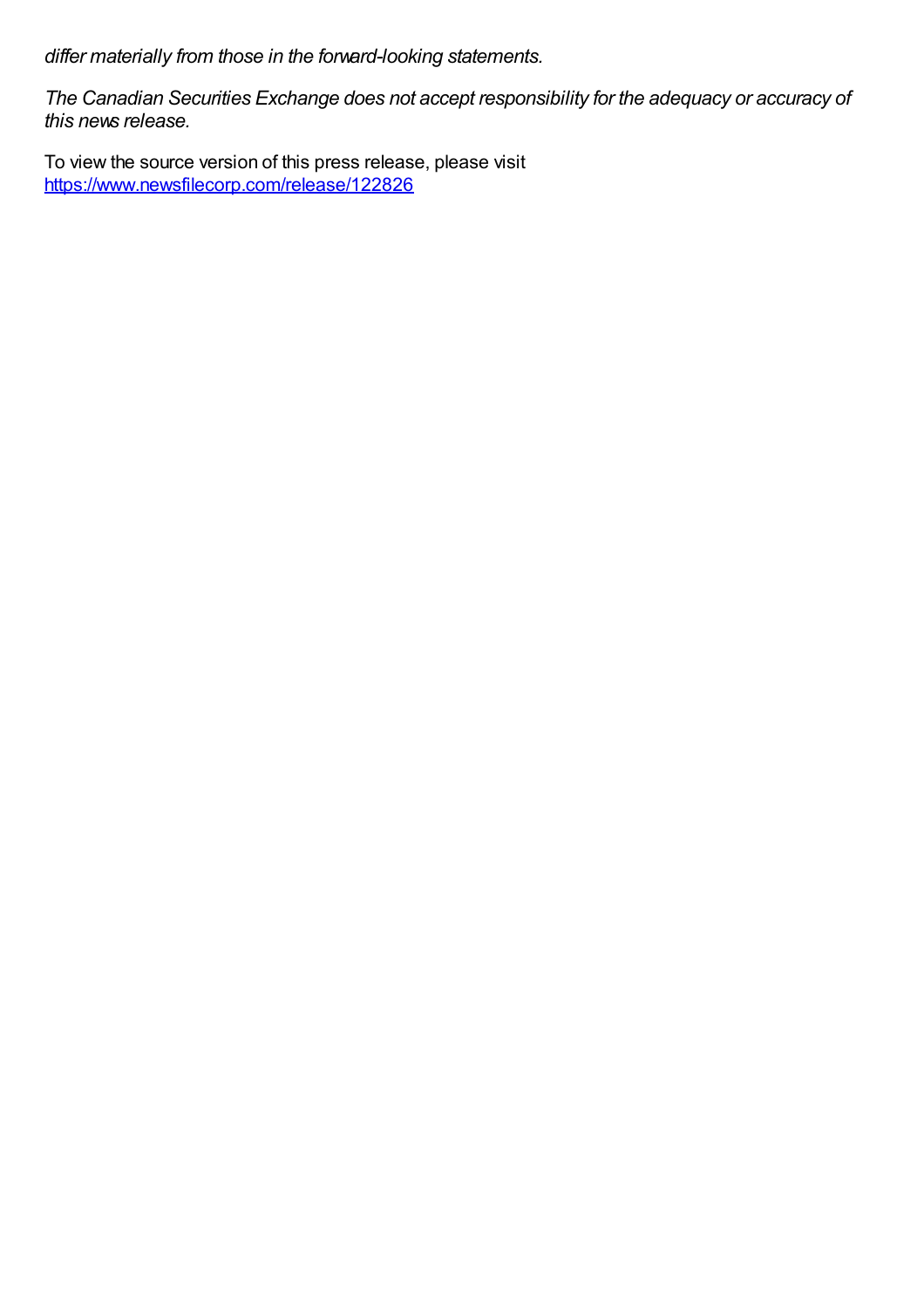*differ materially from those in the forward-looking statements.*

*The Canadian Securities Exchange does not accept responsibility for the adequacy or accuracy of this news release.*

To view the source version of this press release, please visit https://www.newsfilecorp.com/release/122826